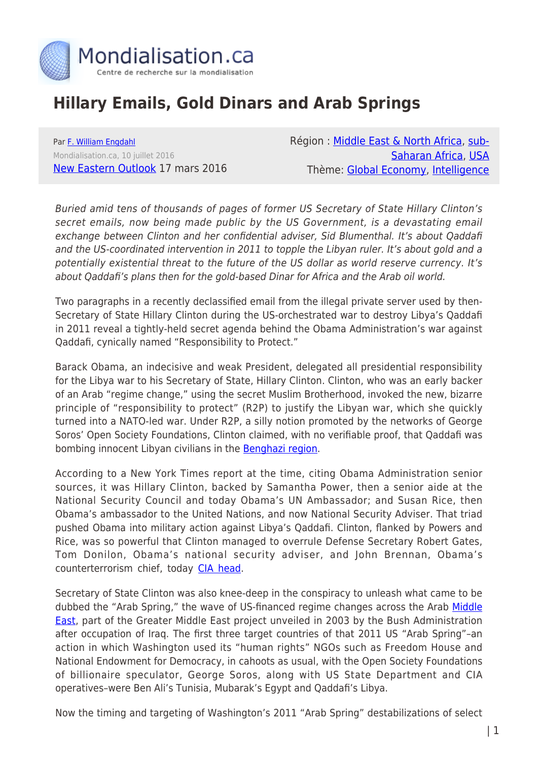# Hillary Emails, Gold Dinars and Arab Springs

Par F. William Engdahl
Mondialisation.ca, 10 juillet 2016
New Eastern Outlook 17 mars 2016

Région : Middle East & North Africa, sub-Saharan Africa, USA
Thème: Global Economy, Intelligence

*Buried amid tens of thousands of pages of former US Secretary of State Hillary Clinton's secret emails, now being made public by the US Government, is a devastating email exchange between Clinton and her confidential adviser, Sid Blumenthal. It's about Qaddafi and the US-coordinated intervention in 2011 to topple the Libyan ruler. It's about gold and a potentially existential threat to the future of the US dollar as world reserve currency. It's about Qaddafi's plans then for the gold-based Dinar for Africa and the Arab oil world.*

Two paragraphs in a recently declassified email from the illegal private server used by then-Secretary of State Hillary Clinton during the US-orchestrated war to destroy Libya's Qaddafi in 2011 reveal a tightly-held secret agenda behind the Obama Administration's war against Qaddafi, cynically named "Responsibility to Protect."

Barack Obama, an indecisive and weak President, delegated all presidential responsibility for the Libya war to his Secretary of State, Hillary Clinton. Clinton, who was an early backer of an Arab "regime change," using the secret Muslim Brotherhood, invoked the new, bizarre principle of "responsibility to protect" (R2P) to justify the Libyan war, which she quickly turned into a NATO-led war. Under R2P, a silly notion promoted by the networks of George Soros' Open Society Foundations, Clinton claimed, with no verifiable proof, that Qaddafi was bombing innocent Libyan civilians in the Benghazi region.

According to a New York Times report at the time, citing Obama Administration senior sources, it was Hillary Clinton, backed by Samantha Power, then a senior aide at the National Security Council and today Obama's UN Ambassador; and Susan Rice, then Obama's ambassador to the United Nations, and now National Security Adviser. That triad pushed Obama into military action against Libya's Qaddafi. Clinton, flanked by Powers and Rice, was so powerful that Clinton managed to overrule Defense Secretary Robert Gates, Tom Donilon, Obama's national security adviser, and John Brennan, Obama's counterterrorism chief, today CIA head.

Secretary of State Clinton was also knee-deep in the conspiracy to unleash what came to be dubbed the "Arab Spring," the wave of US-financed regime changes across the Arab Middle East, part of the Greater Middle East project unveiled in 2003 by the Bush Administration after occupation of Iraq. The first three target countries of that 2011 US "Arab Spring"–an action in which Washington used its "human rights" NGOs such as Freedom House and National Endowment for Democracy, in cahoots as usual, with the Open Society Foundations of billionaire speculator, George Soros, along with US State Department and CIA operatives–were Ben Ali's Tunisia, Mubarak's Egypt and Qaddafi's Libya.

Now the timing and targeting of Washington's 2011 "Arab Spring" destabilizations of select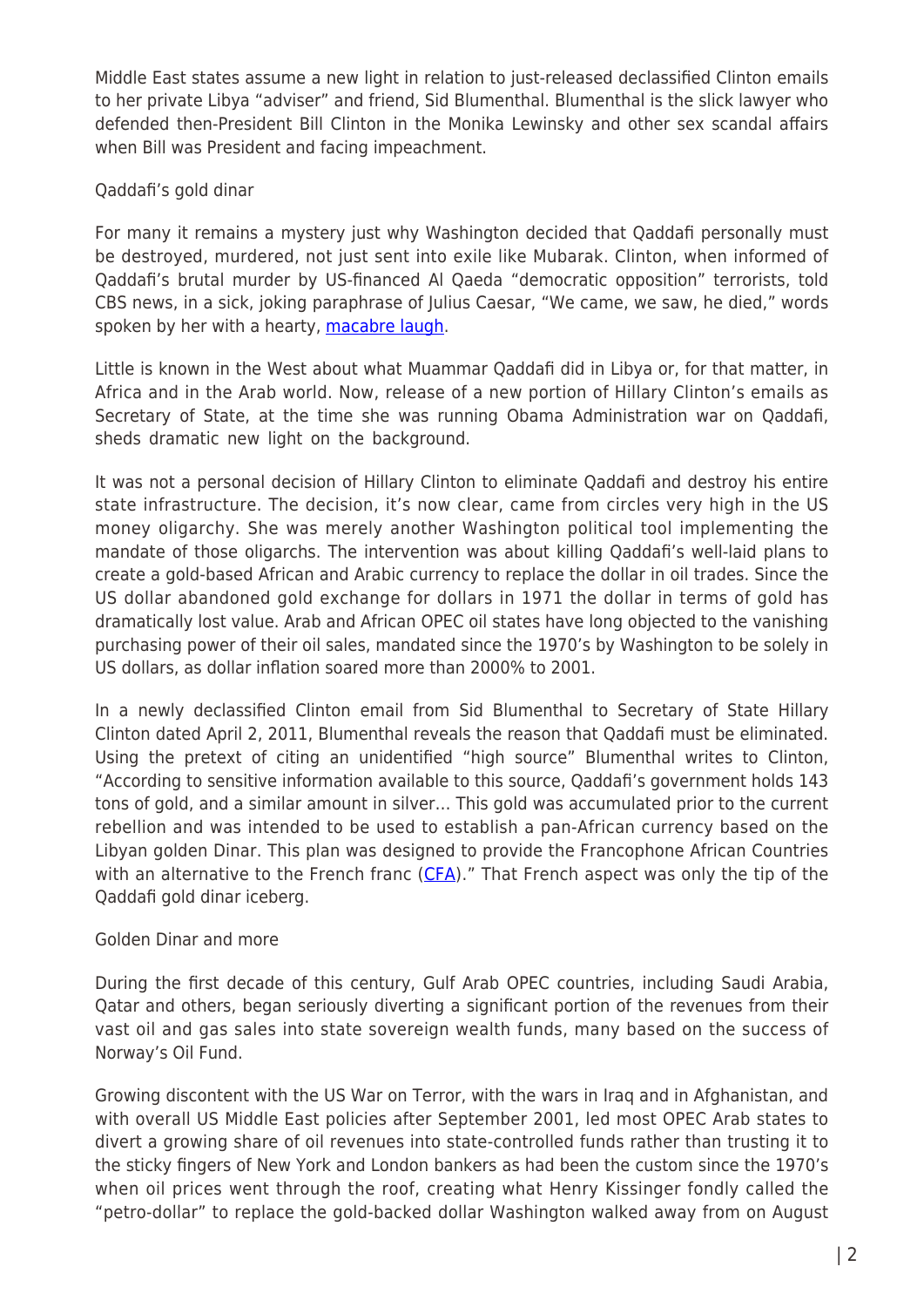Middle East states assume a new light in relation to just-released declassified Clinton emails to her private Libya "adviser" and friend, Sid Blumenthal. Blumenthal is the slick lawyer who defended then-President Bill Clinton in the Monika Lewinsky and other sex scandal affairs when Bill was President and facing impeachment.

## Qaddafi's gold dinar

For many it remains a mystery just why Washington decided that Qaddafi personally must be destroyed, murdered, not just sent into exile like Mubarak. Clinton, when informed of Qaddafi's brutal murder by US-financed Al Qaeda "democratic opposition" terrorists, told CBS news, in a sick, joking paraphrase of Julius Caesar, "We came, we saw, he died," words spoken by her with a hearty, [macabre laugh](#).

Little is known in the West about what Muammar Qaddafi did in Libya or, for that matter, in Africa and in the Arab world. Now, release of a new portion of Hillary Clinton's emails as Secretary of State, at the time she was running Obama Administration war on Qaddafi, sheds dramatic new light on the background.

It was not a personal decision of Hillary Clinton to eliminate Qaddafi and destroy his entire state infrastructure. The decision, it's now clear, came from circles very high in the US money oligarchy. She was merely another Washington political tool implementing the mandate of those oligarchs. The intervention was about killing Qaddafi's well-laid plans to create a gold-based African and Arabic currency to replace the dollar in oil trades. Since the US dollar abandoned gold exchange for dollars in 1971 the dollar in terms of gold has dramatically lost value. Arab and African OPEC oil states have long objected to the vanishing purchasing power of their oil sales, mandated since the 1970's by Washington to be solely in US dollars, as dollar inflation soared more than 2000% to 2001.

In a newly declassified Clinton email from Sid Blumenthal to Secretary of State Hillary Clinton dated April 2, 2011, Blumenthal reveals the reason that Qaddafi must be eliminated. Using the pretext of citing an unidentified "high source" Blumenthal writes to Clinton, "According to sensitive information available to this source, Qaddafi's government holds 143 tons of gold, and a similar amount in silver… This gold was accumulated prior to the current rebellion and was intended to be used to establish a pan-African currency based on the Libyan golden Dinar. This plan was designed to provide the Francophone African Countries with an alternative to the French franc ([CFA](#))." That French aspect was only the tip of the Qaddafi gold dinar iceberg.

## Golden Dinar and more

During the first decade of this century, Gulf Arab OPEC countries, including Saudi Arabia, Qatar and others, began seriously diverting a significant portion of the revenues from their vast oil and gas sales into state sovereign wealth funds, many based on the success of Norway's Oil Fund.

Growing discontent with the US War on Terror, with the wars in Iraq and in Afghanistan, and with overall US Middle East policies after September 2001, led most OPEC Arab states to divert a growing share of oil revenues into state-controlled funds rather than trusting it to the sticky fingers of New York and London bankers as had been the custom since the 1970's when oil prices went through the roof, creating what Henry Kissinger fondly called the "petro-dollar" to replace the gold-backed dollar Washington walked away from on August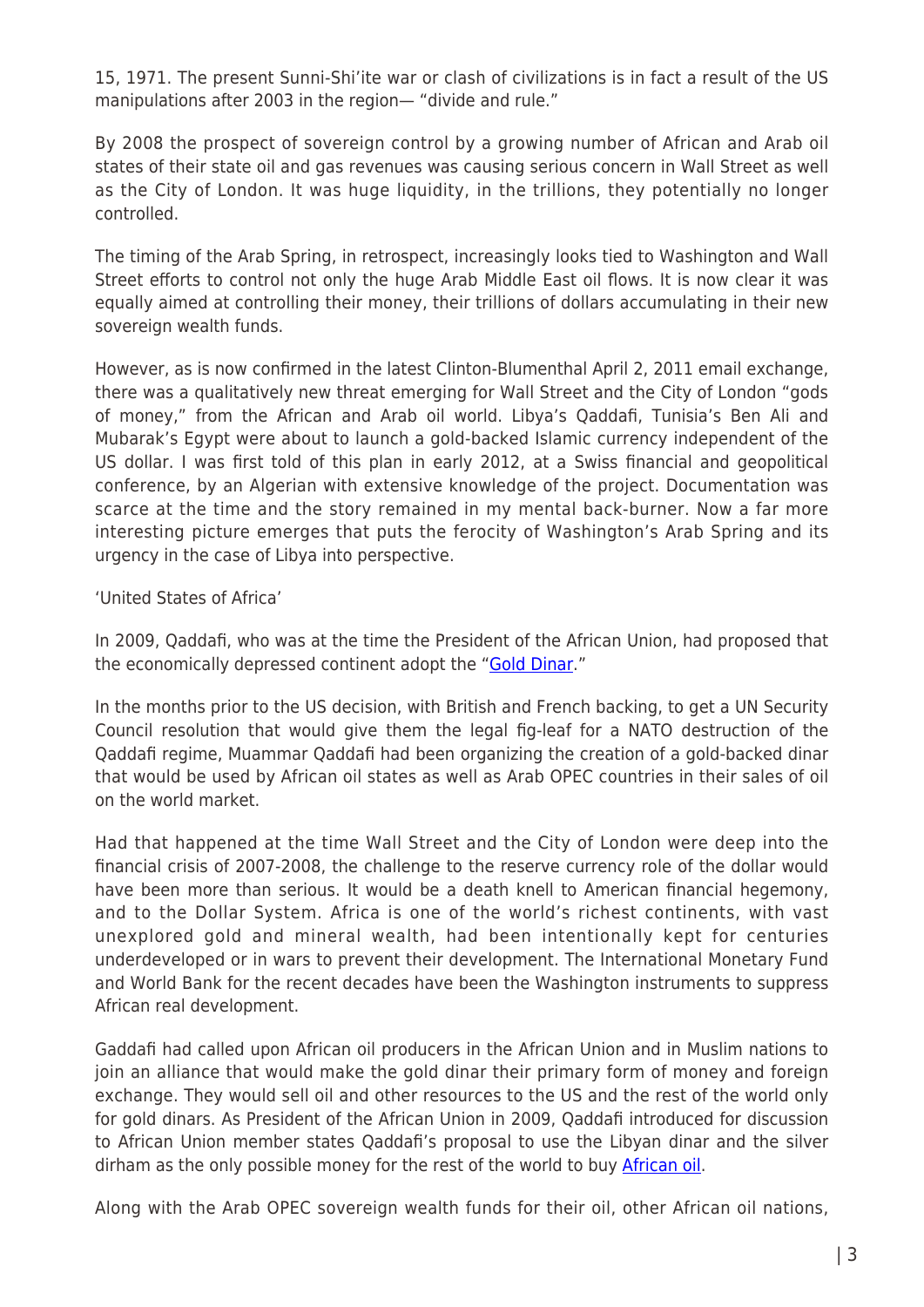15, 1971. The present Sunni-Shi'ite war or clash of civilizations is in fact a result of the US manipulations after 2003 in the region— "divide and rule."

By 2008 the prospect of sovereign control by a growing number of African and Arab oil states of their state oil and gas revenues was causing serious concern in Wall Street as well as the City of London. It was huge liquidity, in the trillions, they potentially no longer controlled.

The timing of the Arab Spring, in retrospect, increasingly looks tied to Washington and Wall Street efforts to control not only the huge Arab Middle East oil flows. It is now clear it was equally aimed at controlling their money, their trillions of dollars accumulating in their new sovereign wealth funds.

However, as is now confirmed in the latest Clinton-Blumenthal April 2, 2011 email exchange, there was a qualitatively new threat emerging for Wall Street and the City of London "gods of money," from the African and Arab oil world. Libya's Qaddafi, Tunisia's Ben Ali and Mubarak's Egypt were about to launch a gold-backed Islamic currency independent of the US dollar. I was first told of this plan in early 2012, at a Swiss financial and geopolitical conference, by an Algerian with extensive knowledge of the project. Documentation was scarce at the time and the story remained in my mental back-burner. Now a far more interesting picture emerges that puts the ferocity of Washington's Arab Spring and its urgency in the case of Libya into perspective.

'United States of Africa'

In 2009, Qaddafi, who was at the time the President of the African Union, had proposed that the economically depressed continent adopt the "Gold Dinar."

In the months prior to the US decision, with British and French backing, to get a UN Security Council resolution that would give them the legal fig-leaf for a NATO destruction of the Qaddafi regime, Muammar Qaddafi had been organizing the creation of a gold-backed dinar that would be used by African oil states as well as Arab OPEC countries in their sales of oil on the world market.

Had that happened at the time Wall Street and the City of London were deep into the financial crisis of 2007-2008, the challenge to the reserve currency role of the dollar would have been more than serious. It would be a death knell to American financial hegemony, and to the Dollar System. Africa is one of the world's richest continents, with vast unexplored gold and mineral wealth, had been intentionally kept for centuries underdeveloped or in wars to prevent their development. The International Monetary Fund and World Bank for the recent decades have been the Washington instruments to suppress African real development.

Gaddafi had called upon African oil producers in the African Union and in Muslim nations to join an alliance that would make the gold dinar their primary form of money and foreign exchange. They would sell oil and other resources to the US and the rest of the world only for gold dinars. As President of the African Union in 2009, Qaddafi introduced for discussion to African Union member states Qaddafi's proposal to use the Libyan dinar and the silver dirham as the only possible money for the rest of the world to buy African oil.

Along with the Arab OPEC sovereign wealth funds for their oil, other African oil nations,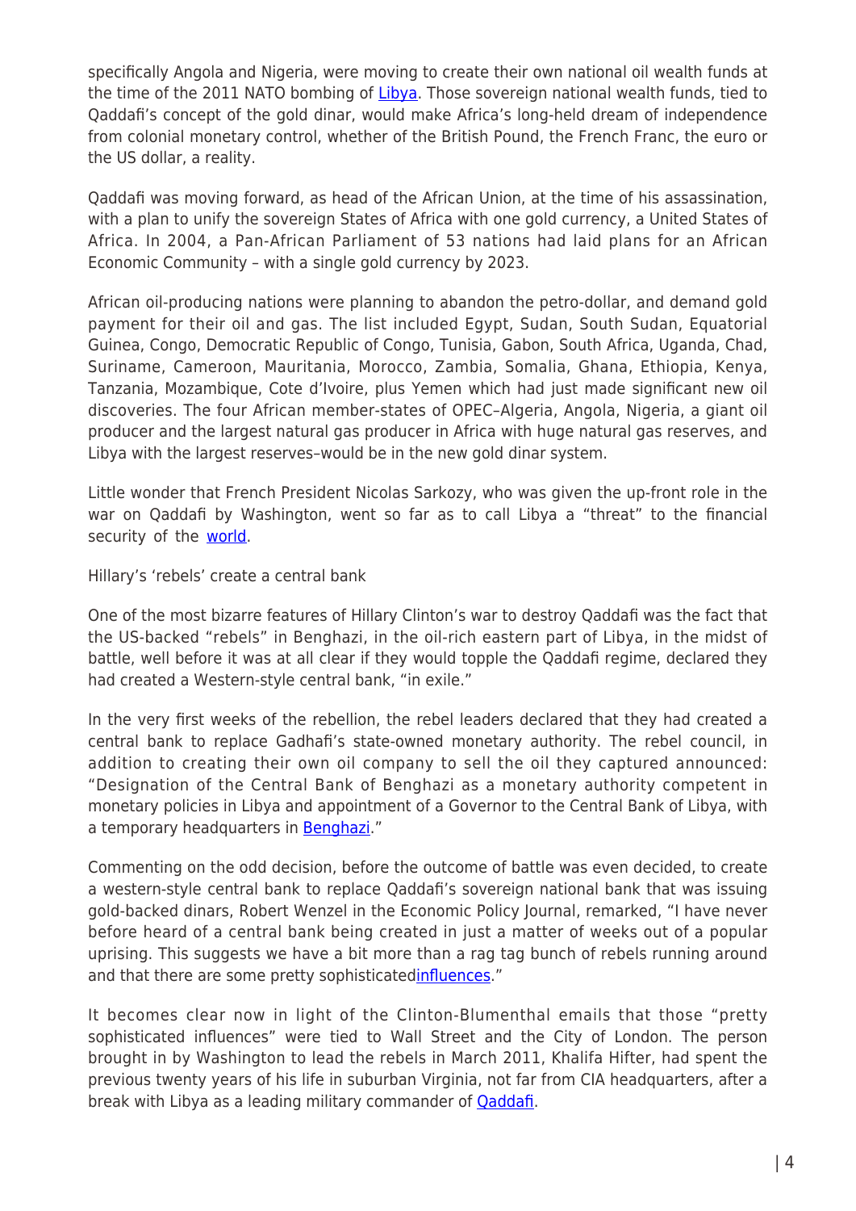specifically Angola and Nigeria, were moving to create their own national oil wealth funds at the time of the 2011 NATO bombing of Libya. Those sovereign national wealth funds, tied to Qaddafi's concept of the gold dinar, would make Africa's long-held dream of independence from colonial monetary control, whether of the British Pound, the French Franc, the euro or the US dollar, a reality.

Qaddafi was moving forward, as head of the African Union, at the time of his assassination, with a plan to unify the sovereign States of Africa with one gold currency, a United States of Africa. In 2004, a Pan-African Parliament of 53 nations had laid plans for an African Economic Community – with a single gold currency by 2023.

African oil-producing nations were planning to abandon the petro-dollar, and demand gold payment for their oil and gas. The list included Egypt, Sudan, South Sudan, Equatorial Guinea, Congo, Democratic Republic of Congo, Tunisia, Gabon, South Africa, Uganda, Chad, Suriname, Cameroon, Mauritania, Morocco, Zambia, Somalia, Ghana, Ethiopia, Kenya, Tanzania, Mozambique, Cote d'Ivoire, plus Yemen which had just made significant new oil discoveries. The four African member-states of OPEC–Algeria, Angola, Nigeria, a giant oil producer and the largest natural gas producer in Africa with huge natural gas reserves, and Libya with the largest reserves–would be in the new gold dinar system.

Little wonder that French President Nicolas Sarkozy, who was given the up-front role in the war on Qaddafi by Washington, went so far as to call Libya a "threat" to the financial security of the world.

## Hillary's 'rebels' create a central bank

One of the most bizarre features of Hillary Clinton's war to destroy Qaddafi was the fact that the US-backed "rebels" in Benghazi, in the oil-rich eastern part of Libya, in the midst of battle, well before it was at all clear if they would topple the Qaddafi regime, declared they had created a Western-style central bank, "in exile."

In the very first weeks of the rebellion, the rebel leaders declared that they had created a central bank to replace Gadhafi's state-owned monetary authority. The rebel council, in addition to creating their own oil company to sell the oil they captured announced: "Designation of the Central Bank of Benghazi as a monetary authority competent in monetary policies in Libya and appointment of a Governor to the Central Bank of Libya, with a temporary headquarters in Benghazi."

Commenting on the odd decision, before the outcome of battle was even decided, to create a western-style central bank to replace Qaddafi's sovereign national bank that was issuing gold-backed dinars, Robert Wenzel in the Economic Policy Journal, remarked, "I have never before heard of a central bank being created in just a matter of weeks out of a popular uprising. This suggests we have a bit more than a rag tag bunch of rebels running around and that there are some pretty sophisticatedinfluences."

It becomes clear now in light of the Clinton-Blumenthal emails that those "pretty sophisticated influences" were tied to Wall Street and the City of London. The person brought in by Washington to lead the rebels in March 2011, Khalifa Hifter, had spent the previous twenty years of his life in suburban Virginia, not far from CIA headquarters, after a break with Libya as a leading military commander of Qaddafi.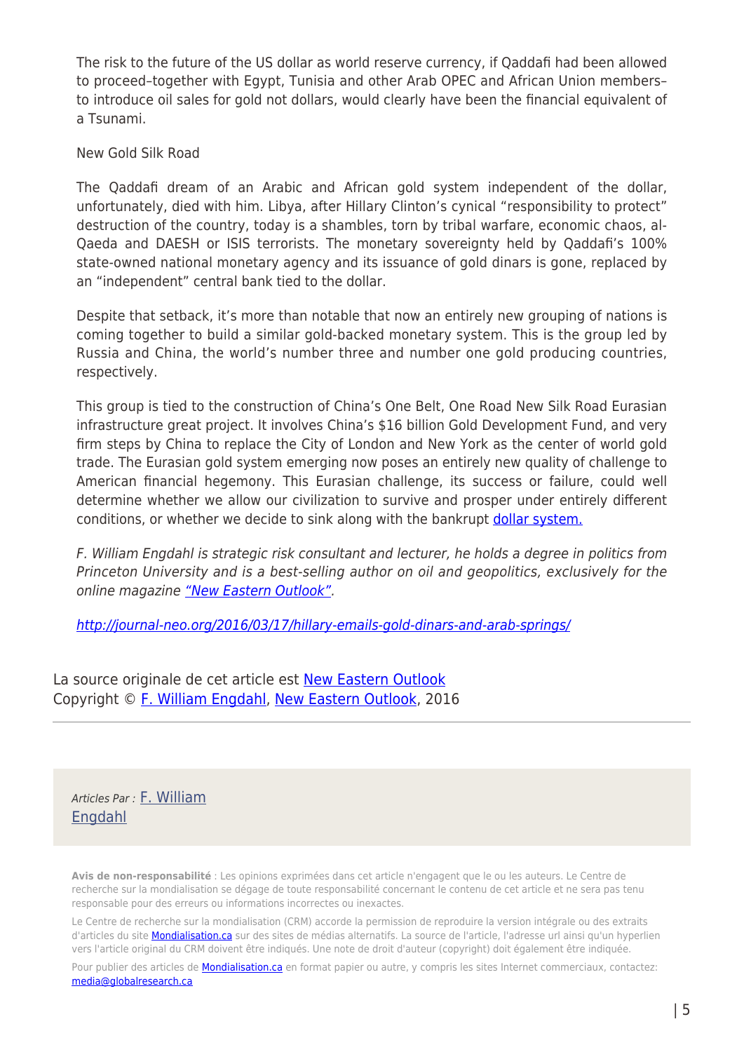The risk to the future of the US dollar as world reserve currency, if Qaddafi had been allowed to proceed–together with Egypt, Tunisia and other Arab OPEC and African Union members–to introduce oil sales for gold not dollars, would clearly have been the financial equivalent of a Tsunami.

New Gold Silk Road

The Qaddafi dream of an Arabic and African gold system independent of the dollar, unfortunately, died with him. Libya, after Hillary Clinton's cynical "responsibility to protect" destruction of the country, today is a shambles, torn by tribal warfare, economic chaos, al-Qaeda and DAESH or ISIS terrorists. The monetary sovereignty held by Qaddafi's 100% state-owned national monetary agency and its issuance of gold dinars is gone, replaced by an "independent" central bank tied to the dollar.

Despite that setback, it's more than notable that now an entirely new grouping of nations is coming together to build a similar gold-backed monetary system. This is the group led by Russia and China, the world's number three and number one gold producing countries, respectively.

This group is tied to the construction of China's One Belt, One Road New Silk Road Eurasian infrastructure great project. It involves China's $16 billion Gold Development Fund, and very firm steps by China to replace the City of London and New York as the center of world gold trade. The Eurasian gold system emerging now poses an entirely new quality of challenge to American financial hegemony. This Eurasian challenge, its success or failure, could well determine whether we allow our civilization to survive and prosper under entirely different conditions, or whether we decide to sink along with the bankrupt [dollar system.]()

*F. William Engdahl is strategic risk consultant and lecturer, he holds a degree in politics from Princeton University and is a best-selling author on oil and geopolitics, exclusively for the online magazine ["New Eastern Outlook"]().*

*[http://journal-neo.org/2016/03/17/hillary-emails-gold-dinars-and-arab-springs/](http://journal-neo.org/2016/03/17/hillary-emails-gold-dinars-and-arab-springs/)*

La source originale de cet article est [New Eastern Outlook]()
Copyright © [F. William Engdahl](), [New Eastern Outlook](), 2016

---

*Articles Par :* [F. William Engdahl]()

**Avis de non-responsabilité** : Les opinions exprimées dans cet article n'engagent que le ou les auteurs. Le Centre de recherche sur la mondialisation se dégage de toute responsabilité concernant le contenu de cet article et ne sera pas tenu responsable pour des erreurs ou informations incorrectes ou inexactes.

Le Centre de recherche sur la mondialisation (CRM) accorde la permission de reproduire la version intégrale ou des extraits d'articles du site [Mondialisation.ca]() sur des sites de médias alternatifs. La source de l'article, l'adresse url ainsi qu'un hyperlien vers l'article original du CRM doivent être indiqués. Une note de droit d'auteur (copyright) doit également être indiquée.

Pour publier des articles de [Mondialisation.ca]() en format papier ou autre, y compris les sites Internet commerciaux, contactez: [media@globalresearch.ca]()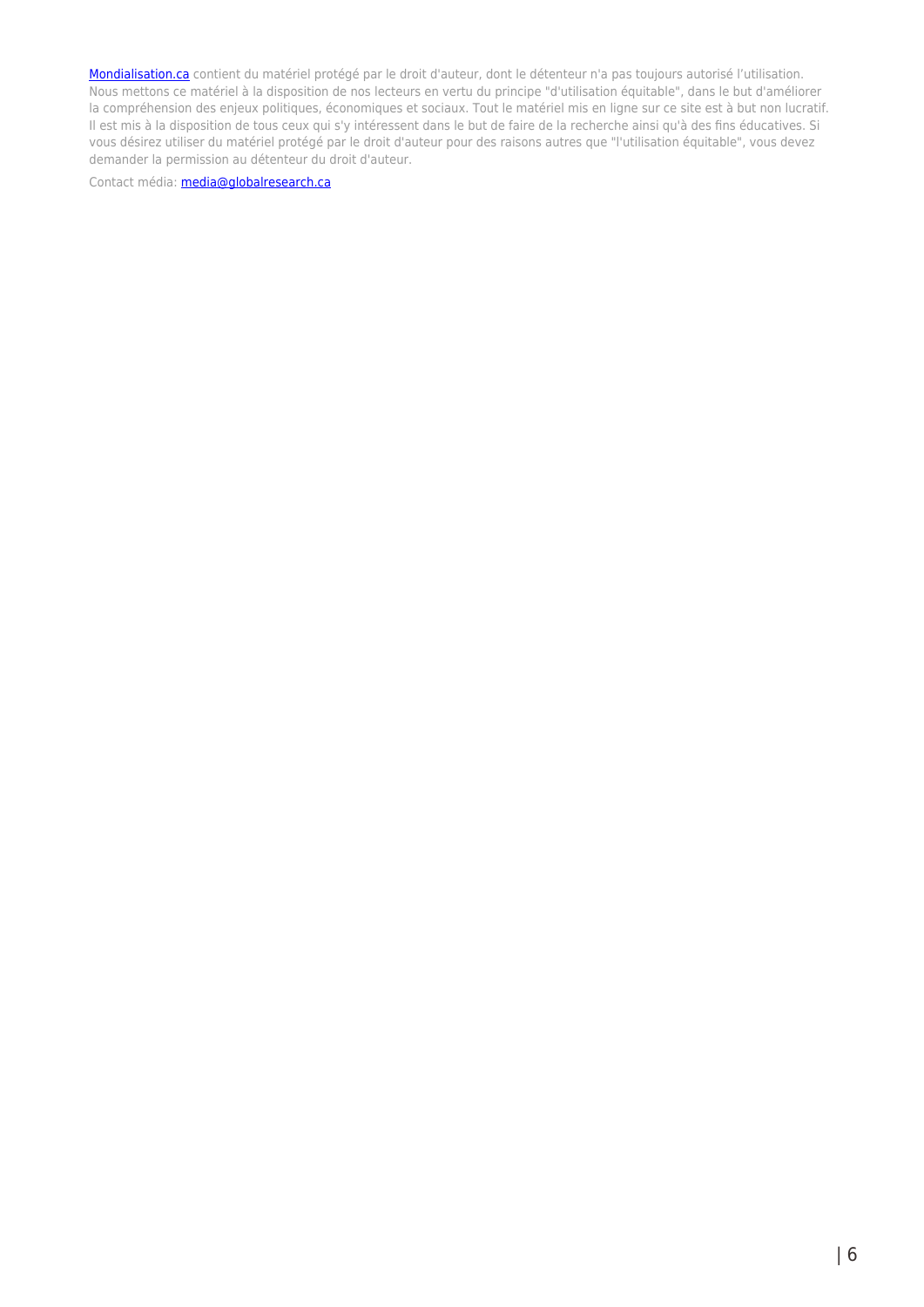[Mondialisation.ca](https://www.mondialisation.ca) contient du matériel protégé par le droit d'auteur, dont le détenteur n'a pas toujours autorisé l'utilisation. Nous mettons ce matériel à la disposition de nos lecteurs en vertu du principe "d'utilisation équitable", dans le but d'améliorer la compréhension des enjeux politiques, économiques et sociaux. Tout le matériel mis en ligne sur ce site est à but non lucratif. Il est mis à la disposition de tous ceux qui s'y intéressent dans le but de faire de la recherche ainsi qu'à des fins éducatives. Si vous désirez utiliser du matériel protégé par le droit d'auteur pour des raisons autres que "l'utilisation équitable", vous devez demander la permission au détenteur du droit d'auteur.

Contact média: [media@globalresearch.ca](mailto:media@globalresearch.ca)